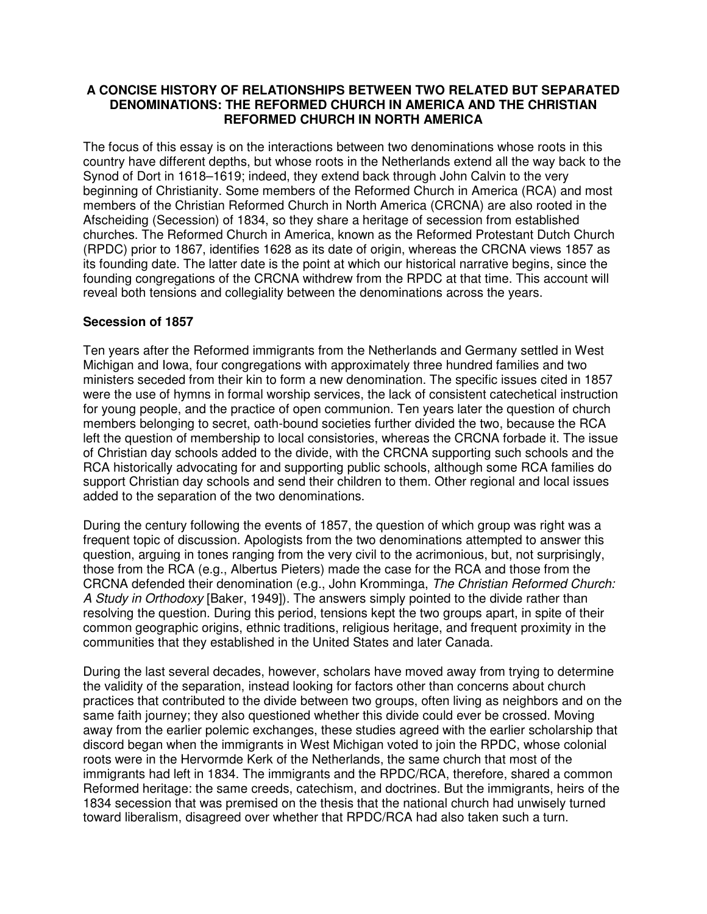# A CONCISE HISTORY OF RELATIONSHIPS BETWEEN TWO RELATED BUT SEPARATED DENOMINATIONS: THE REFORMED CHURCH IN AMERICA AND THE CHRISTIAN REFORMED CHURCH IN NORTH AMERICA

The focus of this essay is on the interactions between two denominations whose roots in this country have different depths, but whose roots in the Netherlands extend all the way back to the Synod of Dort in 1618–1619; indeed, they extend back through John Calvin to the very beginning of Christianity. Some members of the Reformed Church in America (RCA) and most members of the Christian Reformed Church in North America (CRCNA) are also rooted in the Afscheiding (Secession) of 1834, so they share a heritage of secession from established churches. The Reformed Church in America, known as the Reformed Protestant Dutch Church (RPDC) prior to 1867, identifies 1628 as its date of origin, whereas the CRCNA views 1857 as its founding date. The latter date is the point at which our historical narrative begins, since the founding congregations of the CRCNA withdrew from the RPDC at that time. This account will reveal both tensions and collegiality between the denominations across the years.

## Secession of 1857

Ten years after the Reformed immigrants from the Netherlands and Germany settled in West Michigan and Iowa, four congregations with approximately three hundred families and two ministers seceded from their kin to form a new denomination. The specific issues cited in 1857 were the use of hymns in formal worship services, the lack of consistent catechetical instruction for young people, and the practice of open communion. Ten years later the question of church members belonging to secret, oath-bound societies further divided the two, because the RCA left the question of membership to local consistories, whereas the CRCNA forbade it. The issue of Christian day schools added to the divide, with the CRCNA supporting such schools and the RCA historically advocating for and supporting public schools, although some RCA families do support Christian day schools and send their children to them. Other regional and local issues added to the separation of the two denominations.

During the century following the events of 1857, the question of which group was right was a frequent topic of discussion. Apologists from the two denominations attempted to answer this question, arguing in tones ranging from the very civil to the acrimonious, but, not surprisingly, those from the RCA (e.g., Albertus Pieters) made the case for the RCA and those from the CRCNA defended their denomination (e.g., John Kromminga, *The Christian Reformed Church: A Study in Orthodoxy* [Baker, 1949]). The answers simply pointed to the divide rather than resolving the question. During this period, tensions kept the two groups apart, in spite of their common geographic origins, ethnic traditions, religious heritage, and frequent proximity in the communities that they established in the United States and later Canada.

During the last several decades, however, scholars have moved away from trying to determine the validity of the separation, instead looking for factors other than concerns about church practices that contributed to the divide between two groups, often living as neighbors and on the same faith journey; they also questioned whether this divide could ever be crossed. Moving away from the earlier polemic exchanges, these studies agreed with the earlier scholarship that discord began when the immigrants in West Michigan voted to join the RPDC, whose colonial roots were in the Hervormde Kerk of the Netherlands, the same church that most of the immigrants had left in 1834. The immigrants and the RPDC/RCA, therefore, shared a common Reformed heritage: the same creeds, catechism, and doctrines. But the immigrants, heirs of the 1834 secession that was premised on the thesis that the national church had unwisely turned toward liberalism, disagreed over whether that RPDC/RCA had also taken such a turn.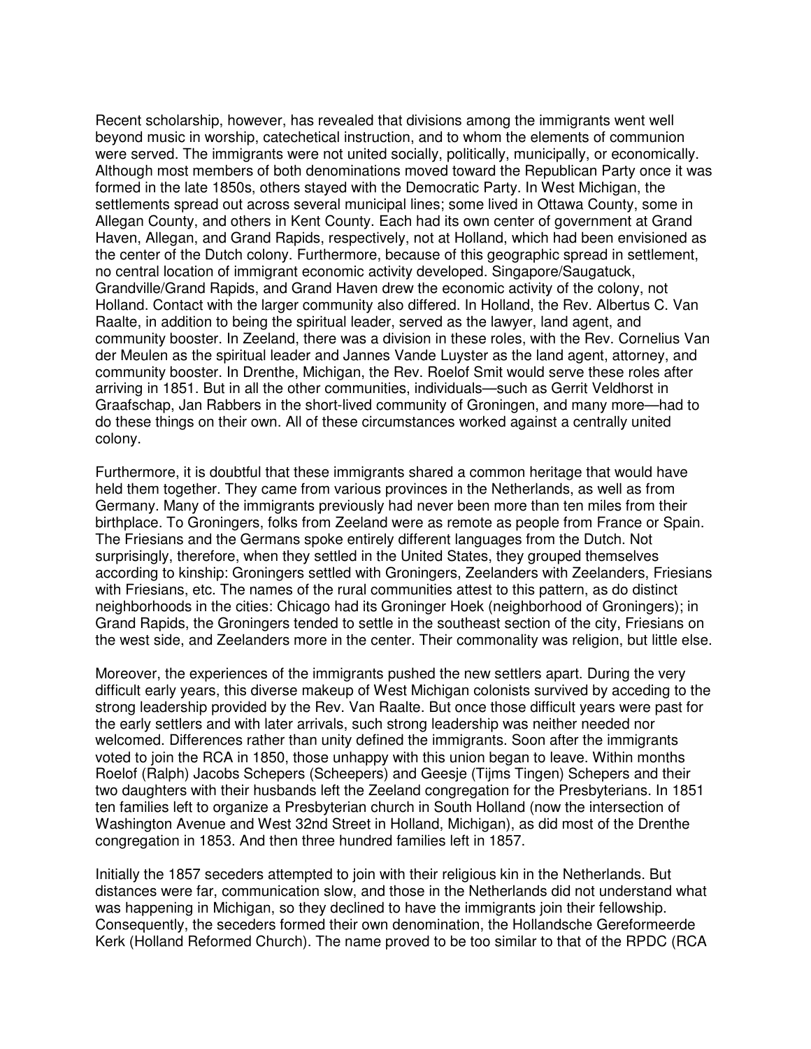Recent scholarship, however, has revealed that divisions among the immigrants went well beyond music in worship, catechetical instruction, and to whom the elements of communion were served. The immigrants were not united socially, politically, municipally, or economically. Although most members of both denominations moved toward the Republican Party once it was formed in the late 1850s, others stayed with the Democratic Party. In West Michigan, the settlements spread out across several municipal lines; some lived in Ottawa County, some in Allegan County, and others in Kent County. Each had its own center of government at Grand Haven, Allegan, and Grand Rapids, respectively, not at Holland, which had been envisioned as the center of the Dutch colony. Furthermore, because of this geographic spread in settlement, no central location of immigrant economic activity developed. Singapore/Saugatuck, Grandville/Grand Rapids, and Grand Haven drew the economic activity of the colony, not Holland. Contact with the larger community also differed. In Holland, the Rev. Albertus C. Van Raalte, in addition to being the spiritual leader, served as the lawyer, land agent, and community booster. In Zeeland, there was a division in these roles, with the Rev. Cornelius Van der Meulen as the spiritual leader and Jannes Vande Luyster as the land agent, attorney, and community booster. In Drenthe, Michigan, the Rev. Roelof Smit would serve these roles after arriving in 1851. But in all the other communities, individuals—such as Gerrit Veldhorst in Graafschap, Jan Rabbers in the short-lived community of Groningen, and many more—had to do these things on their own. All of these circumstances worked against a centrally united colony.

Furthermore, it is doubtful that these immigrants shared a common heritage that would have held them together. They came from various provinces in the Netherlands, as well as from Germany. Many of the immigrants previously had never been more than ten miles from their birthplace. To Groningers, folks from Zeeland were as remote as people from France or Spain. The Friesians and the Germans spoke entirely different languages from the Dutch. Not surprisingly, therefore, when they settled in the United States, they grouped themselves according to kinship: Groningers settled with Groningers, Zeelanders with Zeelanders, Friesians with Friesians, etc. The names of the rural communities attest to this pattern, as do distinct neighborhoods in the cities: Chicago had its Groninger Hoek (neighborhood of Groningers); in Grand Rapids, the Groningers tended to settle in the southeast section of the city, Friesians on the west side, and Zeelanders more in the center. Their commonality was religion, but little else.

Moreover, the experiences of the immigrants pushed the new settlers apart. During the very difficult early years, this diverse makeup of West Michigan colonists survived by acceding to the strong leadership provided by the Rev. Van Raalte. But once those difficult years were past for the early settlers and with later arrivals, such strong leadership was neither needed nor welcomed. Differences rather than unity defined the immigrants. Soon after the immigrants voted to join the RCA in 1850, those unhappy with this union began to leave. Within months Roelof (Ralph) Jacobs Schepers (Scheepers) and Geesje (Tijms Tingen) Schepers and their two daughters with their husbands left the Zeeland congregation for the Presbyterians. In 1851 ten families left to organize a Presbyterian church in South Holland (now the intersection of Washington Avenue and West 32nd Street in Holland, Michigan), as did most of the Drenthe congregation in 1853. And then three hundred families left in 1857.

Initially the 1857 seceders attempted to join with their religious kin in the Netherlands. But distances were far, communication slow, and those in the Netherlands did not understand what was happening in Michigan, so they declined to have the immigrants join their fellowship. Consequently, the seceders formed their own denomination, the Hollandsche Gereformeerde Kerk (Holland Reformed Church). The name proved to be too similar to that of the RPDC (RCA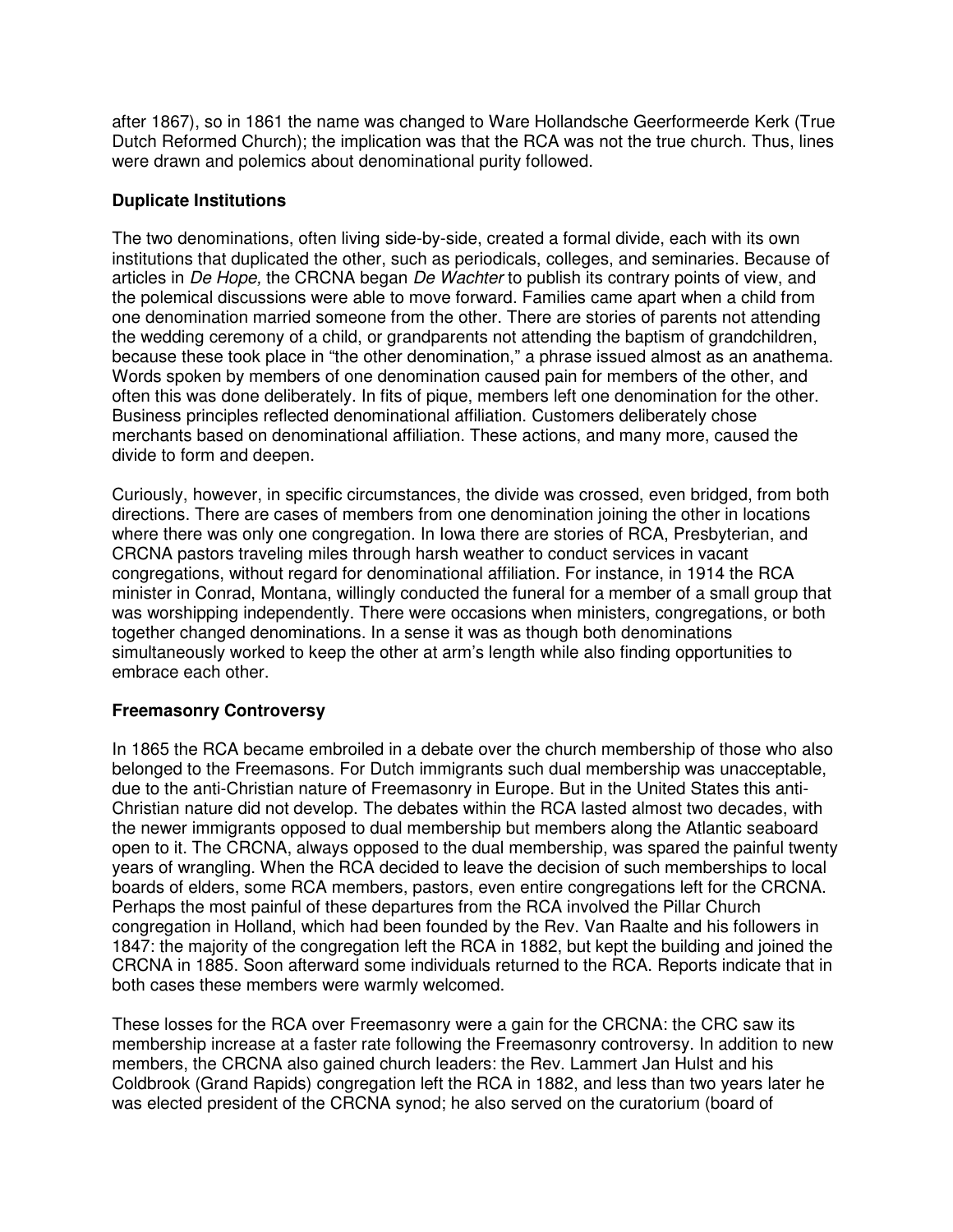after 1867), so in 1861 the name was changed to Ware Hollandsche Geerformeerde Kerk (True Dutch Reformed Church); the implication was that the RCA was not the true church. Thus, lines were drawn and polemics about denominational purity followed.

## Duplicate Institutions

The two denominations, often living side-by-side, created a formal divide, each with its own institutions that duplicated the other, such as periodicals, colleges, and seminaries. Because of articles in *De Hope,* the CRCNA began *De Wachter* to publish its contrary points of view, and the polemical discussions were able to move forward. Families came apart when a child from one denomination married someone from the other. There are stories of parents not attending the wedding ceremony of a child, or grandparents not attending the baptism of grandchildren, because these took place in "the other denomination," a phrase issued almost as an anathema. Words spoken by members of one denomination caused pain for members of the other, and often this was done deliberately. In fits of pique, members left one denomination for the other. Business principles reflected denominational affiliation. Customers deliberately chose merchants based on denominational affiliation. These actions, and many more, caused the divide to form and deepen.

Curiously, however, in specific circumstances, the divide was crossed, even bridged, from both directions. There are cases of members from one denomination joining the other in locations where there was only one congregation. In Iowa there are stories of RCA, Presbyterian, and CRCNA pastors traveling miles through harsh weather to conduct services in vacant congregations, without regard for denominational affiliation. For instance, in 1914 the RCA minister in Conrad, Montana, willingly conducted the funeral for a member of a small group that was worshipping independently. There were occasions when ministers, congregations, or both together changed denominations. In a sense it was as though both denominations simultaneously worked to keep the other at arm's length while also finding opportunities to embrace each other.

## Freemasonry Controversy

In 1865 the RCA became embroiled in a debate over the church membership of those who also belonged to the Freemasons. For Dutch immigrants such dual membership was unacceptable, due to the anti-Christian nature of Freemasonry in Europe. But in the United States this anti-Christian nature did not develop. The debates within the RCA lasted almost two decades, with the newer immigrants opposed to dual membership but members along the Atlantic seaboard open to it. The CRCNA, always opposed to the dual membership, was spared the painful twenty years of wrangling. When the RCA decided to leave the decision of such memberships to local boards of elders, some RCA members, pastors, even entire congregations left for the CRCNA. Perhaps the most painful of these departures from the RCA involved the Pillar Church congregation in Holland, which had been founded by the Rev. Van Raalte and his followers in 1847: the majority of the congregation left the RCA in 1882, but kept the building and joined the CRCNA in 1885. Soon afterward some individuals returned to the RCA. Reports indicate that in both cases these members were warmly welcomed.

These losses for the RCA over Freemasonry were a gain for the CRCNA: the CRC saw its membership increase at a faster rate following the Freemasonry controversy. In addition to new members, the CRCNA also gained church leaders: the Rev. Lammert Jan Hulst and his Coldbrook (Grand Rapids) congregation left the RCA in 1882, and less than two years later he was elected president of the CRCNA synod; he also served on the curatorium (board of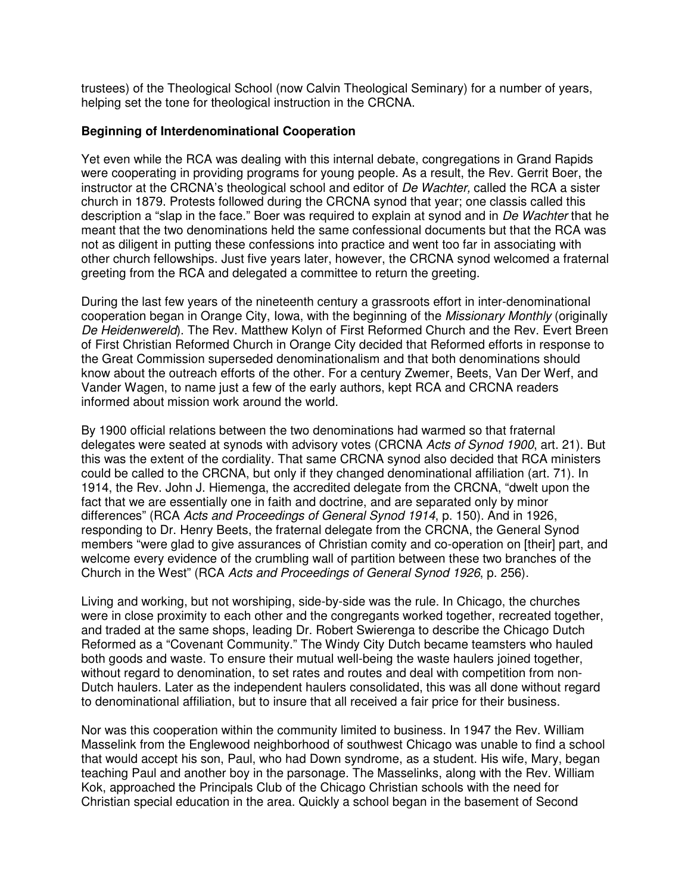trustees) of the Theological School (now Calvin Theological Seminary) for a number of years, helping set the tone for theological instruction in the CRCNA.

**Beginning of Interdenominational Cooperation**

Yet even while the RCA was dealing with this internal debate, congregations in Grand Rapids were cooperating in providing programs for young people. As a result, the Rev. Gerrit Boer, the instructor at the CRCNA's theological school and editor of *De Wachter,* called the RCA a sister church in 1879. Protests followed during the CRCNA synod that year; one classis called this description a "slap in the face." Boer was required to explain at synod and in *De Wachter* that he meant that the two denominations held the same confessional documents but that the RCA was not as diligent in putting these confessions into practice and went too far in associating with other church fellowships. Just five years later, however, the CRCNA synod welcomed a fraternal greeting from the RCA and delegated a committee to return the greeting.

During the last few years of the nineteenth century a grassroots effort in inter-denominational cooperation began in Orange City, Iowa, with the beginning of the *Missionary Monthly* (originally *De Heidenwereld*). The Rev. Matthew Kolyn of First Reformed Church and the Rev. Evert Breen of First Christian Reformed Church in Orange City decided that Reformed efforts in response to the Great Commission superseded denominationalism and that both denominations should know about the outreach efforts of the other. For a century Zwemer, Beets, Van Der Werf, and Vander Wagen, to name just a few of the early authors, kept RCA and CRCNA readers informed about mission work around the world.

By 1900 official relations between the two denominations had warmed so that fraternal delegates were seated at synods with advisory votes (CRCNA *Acts of Synod 1900*, art. 21). But this was the extent of the cordiality. That same CRCNA synod also decided that RCA ministers could be called to the CRCNA, but only if they changed denominational affiliation (art. 71). In 1914, the Rev. John J. Hiemenga, the accredited delegate from the CRCNA, "dwelt upon the fact that we are essentially one in faith and doctrine, and are separated only by minor differences" (RCA *Acts and Proceedings of General Synod 1914*, p. 150). And in 1926, responding to Dr. Henry Beets, the fraternal delegate from the CRCNA, the General Synod members "were glad to give assurances of Christian comity and co-operation on [their] part, and welcome every evidence of the crumbling wall of partition between these two branches of the Church in the West" (RCA *Acts and Proceedings of General Synod 1926*, p. 256).

Living and working, but not worshiping, side-by-side was the rule. In Chicago, the churches were in close proximity to each other and the congregants worked together, recreated together, and traded at the same shops, leading Dr. Robert Swierenga to describe the Chicago Dutch Reformed as a "Covenant Community." The Windy City Dutch became teamsters who hauled both goods and waste. To ensure their mutual well-being the waste haulers joined together, without regard to denomination, to set rates and routes and deal with competition from non-Dutch haulers. Later as the independent haulers consolidated, this was all done without regard to denominational affiliation, but to insure that all received a fair price for their business.

Nor was this cooperation within the community limited to business. In 1947 the Rev. William Masselink from the Englewood neighborhood of southwest Chicago was unable to find a school that would accept his son, Paul, who had Down syndrome, as a student. His wife, Mary, began teaching Paul and another boy in the parsonage. The Masselinks, along with the Rev. William Kok, approached the Principals Club of the Chicago Christian schools with the need for Christian special education in the area. Quickly a school began in the basement of Second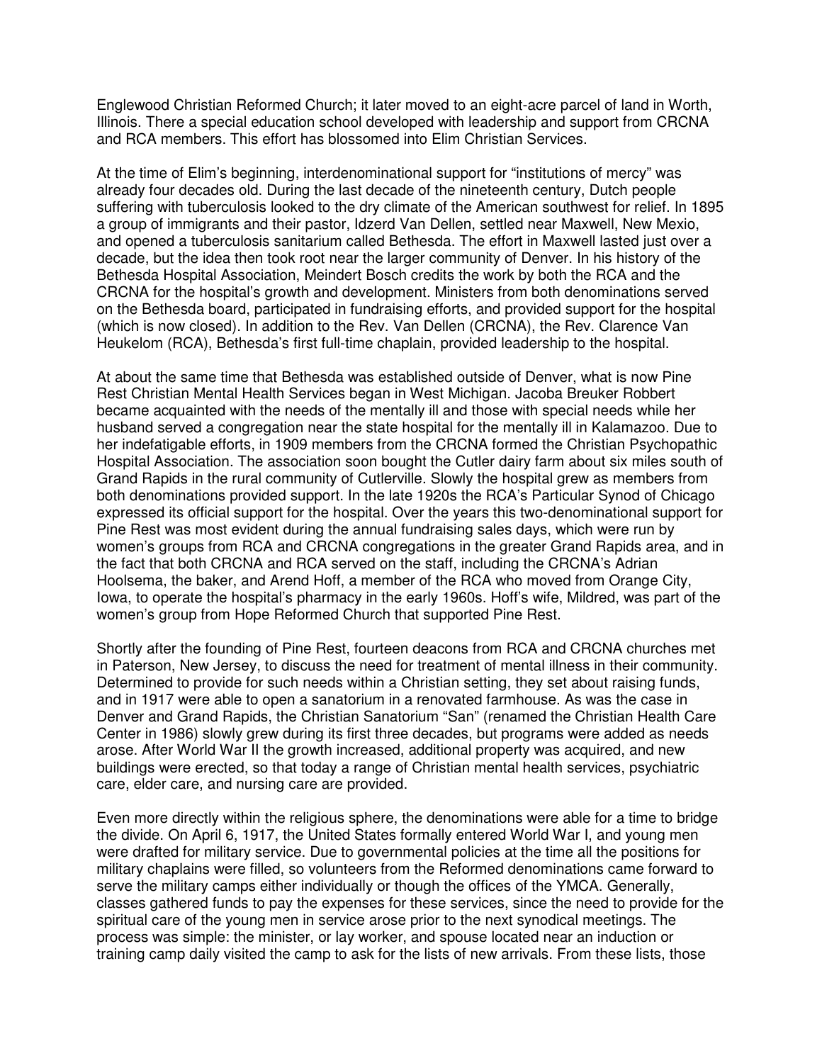Englewood Christian Reformed Church; it later moved to an eight-acre parcel of land in Worth, Illinois. There a special education school developed with leadership and support from CRCNA and RCA members. This effort has blossomed into Elim Christian Services.

At the time of Elim's beginning, interdenominational support for "institutions of mercy" was already four decades old. During the last decade of the nineteenth century, Dutch people suffering with tuberculosis looked to the dry climate of the American southwest for relief. In 1895 a group of immigrants and their pastor, Idzerd Van Dellen, settled near Maxwell, New Mexio, and opened a tuberculosis sanitarium called Bethesda. The effort in Maxwell lasted just over a decade, but the idea then took root near the larger community of Denver. In his history of the Bethesda Hospital Association, Meindert Bosch credits the work by both the RCA and the CRCNA for the hospital's growth and development. Ministers from both denominations served on the Bethesda board, participated in fundraising efforts, and provided support for the hospital (which is now closed). In addition to the Rev. Van Dellen (CRCNA), the Rev. Clarence Van Heukelom (RCA), Bethesda's first full-time chaplain, provided leadership to the hospital.

At about the same time that Bethesda was established outside of Denver, what is now Pine Rest Christian Mental Health Services began in West Michigan. Jacoba Breuker Robbert became acquainted with the needs of the mentally ill and those with special needs while her husband served a congregation near the state hospital for the mentally ill in Kalamazoo. Due to her indefatigable efforts, in 1909 members from the CRCNA formed the Christian Psychopathic Hospital Association. The association soon bought the Cutler dairy farm about six miles south of Grand Rapids in the rural community of Cutlerville. Slowly the hospital grew as members from both denominations provided support. In the late 1920s the RCA's Particular Synod of Chicago expressed its official support for the hospital. Over the years this two-denominational support for Pine Rest was most evident during the annual fundraising sales days, which were run by women's groups from RCA and CRCNA congregations in the greater Grand Rapids area, and in the fact that both CRCNA and RCA served on the staff, including the CRCNA's Adrian Hoolsema, the baker, and Arend Hoff, a member of the RCA who moved from Orange City, Iowa, to operate the hospital's pharmacy in the early 1960s. Hoff's wife, Mildred, was part of the women's group from Hope Reformed Church that supported Pine Rest.

Shortly after the founding of Pine Rest, fourteen deacons from RCA and CRCNA churches met in Paterson, New Jersey, to discuss the need for treatment of mental illness in their community. Determined to provide for such needs within a Christian setting, they set about raising funds, and in 1917 were able to open a sanatorium in a renovated farmhouse. As was the case in Denver and Grand Rapids, the Christian Sanatorium "San" (renamed the Christian Health Care Center in 1986) slowly grew during its first three decades, but programs were added as needs arose. After World War II the growth increased, additional property was acquired, and new buildings were erected, so that today a range of Christian mental health services, psychiatric care, elder care, and nursing care are provided.

Even more directly within the religious sphere, the denominations were able for a time to bridge the divide. On April 6, 1917, the United States formally entered World War I, and young men were drafted for military service. Due to governmental policies at the time all the positions for military chaplains were filled, so volunteers from the Reformed denominations came forward to serve the military camps either individually or though the offices of the YMCA. Generally, classes gathered funds to pay the expenses for these services, since the need to provide for the spiritual care of the young men in service arose prior to the next synodical meetings. The process was simple: the minister, or lay worker, and spouse located near an induction or training camp daily visited the camp to ask for the lists of new arrivals. From these lists, those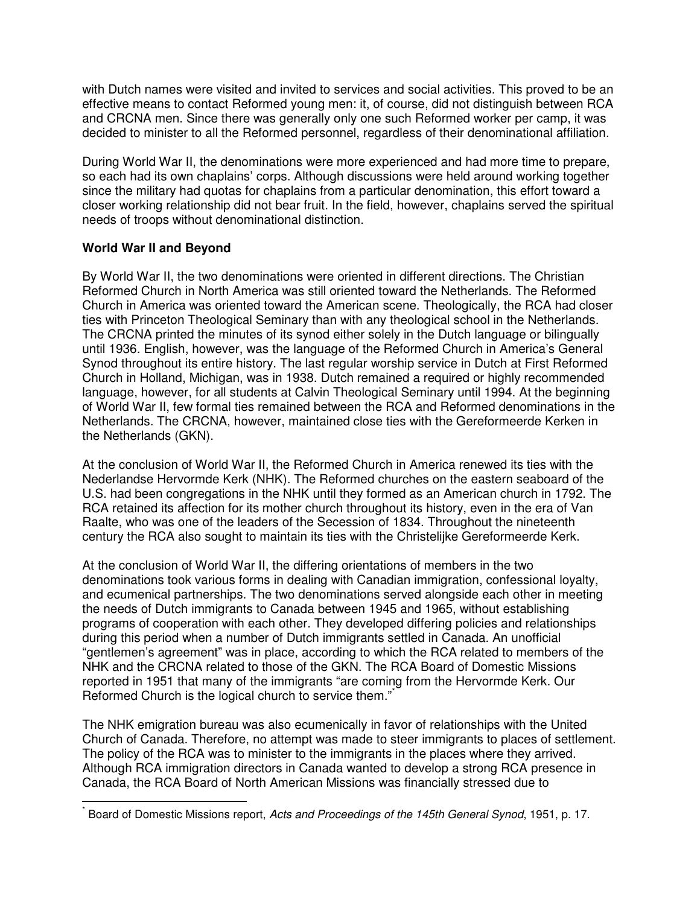with Dutch names were visited and invited to services and social activities. This proved to be an effective means to contact Reformed young men: it, of course, did not distinguish between RCA and CRCNA men. Since there was generally only one such Reformed worker per camp, it was decided to minister to all the Reformed personnel, regardless of their denominational affiliation.

During World War II, the denominations were more experienced and had more time to prepare, so each had its own chaplains' corps. Although discussions were held around working together since the military had quotas for chaplains from a particular denomination, this effort toward a closer working relationship did not bear fruit. In the field, however, chaplains served the spiritual needs of troops without denominational distinction.

## World War II and Beyond

By World War II, the two denominations were oriented in different directions. The Christian Reformed Church in North America was still oriented toward the Netherlands. The Reformed Church in America was oriented toward the American scene. Theologically, the RCA had closer ties with Princeton Theological Seminary than with any theological school in the Netherlands. The CRCNA printed the minutes of its synod either solely in the Dutch language or bilingually until 1936. English, however, was the language of the Reformed Church in America's General Synod throughout its entire history. The last regular worship service in Dutch at First Reformed Church in Holland, Michigan, was in 1938. Dutch remained a required or highly recommended language, however, for all students at Calvin Theological Seminary until 1994. At the beginning of World War II, few formal ties remained between the RCA and Reformed denominations in the Netherlands. The CRCNA, however, maintained close ties with the Gereformeerde Kerken in the Netherlands (GKN).

At the conclusion of World War II, the Reformed Church in America renewed its ties with the Nederlandse Hervormde Kerk (NHK). The Reformed churches on the eastern seaboard of the U.S. had been congregations in the NHK until they formed as an American church in 1792. The RCA retained its affection for its mother church throughout its history, even in the era of Van Raalte, who was one of the leaders of the Secession of 1834. Throughout the nineteenth century the RCA also sought to maintain its ties with the Christelijke Gereformeerde Kerk.

At the conclusion of World War II, the differing orientations of members in the two denominations took various forms in dealing with Canadian immigration, confessional loyalty, and ecumenical partnerships. The two denominations served alongside each other in meeting the needs of Dutch immigrants to Canada between 1945 and 1965, without establishing programs of cooperation with each other. They developed differing policies and relationships during this period when a number of Dutch immigrants settled in Canada. An unofficial "gentlemen's agreement" was in place, according to which the RCA related to members of the NHK and the CRCNA related to those of the GKN. The RCA Board of Domestic Missions reported in 1951 that many of the immigrants "are coming from the Hervormde Kerk. Our Reformed Church is the logical church to service them."[*]

The NHK emigration bureau was also ecumenically in favor of relationships with the United Church of Canada. Therefore, no attempt was made to steer immigrants to places of settlement. The policy of the RCA was to minister to the immigrants in the places where they arrived. Although RCA immigration directors in Canada wanted to develop a strong RCA presence in Canada, the RCA Board of North American Missions was financially stressed due to

---

[*] Board of Domestic Missions report, *Acts and Proceedings of the 145th General Synod*, 1951, p. 17.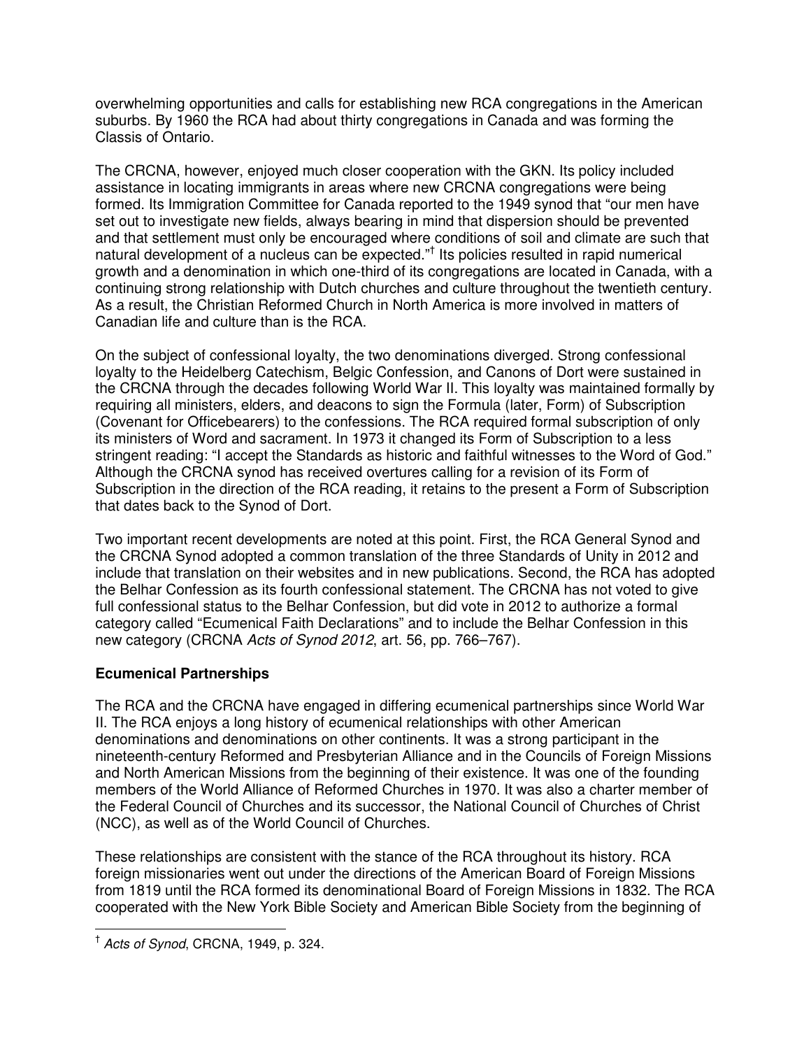overwhelming opportunities and calls for establishing new RCA congregations in the American suburbs. By 1960 the RCA had about thirty congregations in Canada and was forming the Classis of Ontario.

The CRCNA, however, enjoyed much closer cooperation with the GKN. Its policy included assistance in locating immigrants in areas where new CRCNA congregations were being formed. Its Immigration Committee for Canada reported to the 1949 synod that "our men have set out to investigate new fields, always bearing in mind that dispersion should be prevented and that settlement must only be encouraged where conditions of soil and climate are such that natural development of a nucleus can be expected."[†] Its policies resulted in rapid numerical growth and a denomination in which one-third of its congregations are located in Canada, with a continuing strong relationship with Dutch churches and culture throughout the twentieth century. As a result, the Christian Reformed Church in North America is more involved in matters of Canadian life and culture than is the RCA.

On the subject of confessional loyalty, the two denominations diverged. Strong confessional loyalty to the Heidelberg Catechism, Belgic Confession, and Canons of Dort were sustained in the CRCNA through the decades following World War II. This loyalty was maintained formally by requiring all ministers, elders, and deacons to sign the Formula (later, Form) of Subscription (Covenant for Officebearers) to the confessions. The RCA required formal subscription of only its ministers of Word and sacrament. In 1973 it changed its Form of Subscription to a less stringent reading: "I accept the Standards as historic and faithful witnesses to the Word of God." Although the CRCNA synod has received overtures calling for a revision of its Form of Subscription in the direction of the RCA reading, it retains to the present a Form of Subscription that dates back to the Synod of Dort.

Two important recent developments are noted at this point. First, the RCA General Synod and the CRCNA Synod adopted a common translation of the three Standards of Unity in 2012 and include that translation on their websites and in new publications. Second, the RCA has adopted the Belhar Confession as its fourth confessional statement. The CRCNA has not voted to give full confessional status to the Belhar Confession, but did vote in 2012 to authorize a formal category called "Ecumenical Faith Declarations" and to include the Belhar Confession in this new category (CRCNA *Acts of Synod 2012*, art. 56, pp. 766–767).

## Ecumenical Partnerships

The RCA and the CRCNA have engaged in differing ecumenical partnerships since World War II. The RCA enjoys a long history of ecumenical relationships with other American denominations and denominations on other continents. It was a strong participant in the nineteenth-century Reformed and Presbyterian Alliance and in the Councils of Foreign Missions and North American Missions from the beginning of their existence. It was one of the founding members of the World Alliance of Reformed Churches in 1970. It was also a charter member of the Federal Council of Churches and its successor, the National Council of Churches of Christ (NCC), as well as of the World Council of Churches.

These relationships are consistent with the stance of the RCA throughout its history. RCA foreign missionaries went out under the directions of the American Board of Foreign Missions from 1819 until the RCA formed its denominational Board of Foreign Missions in 1832. The RCA cooperated with the New York Bible Society and American Bible Society from the beginning of

---

[†] *Acts of Synod*, CRCNA, 1949, p. 324.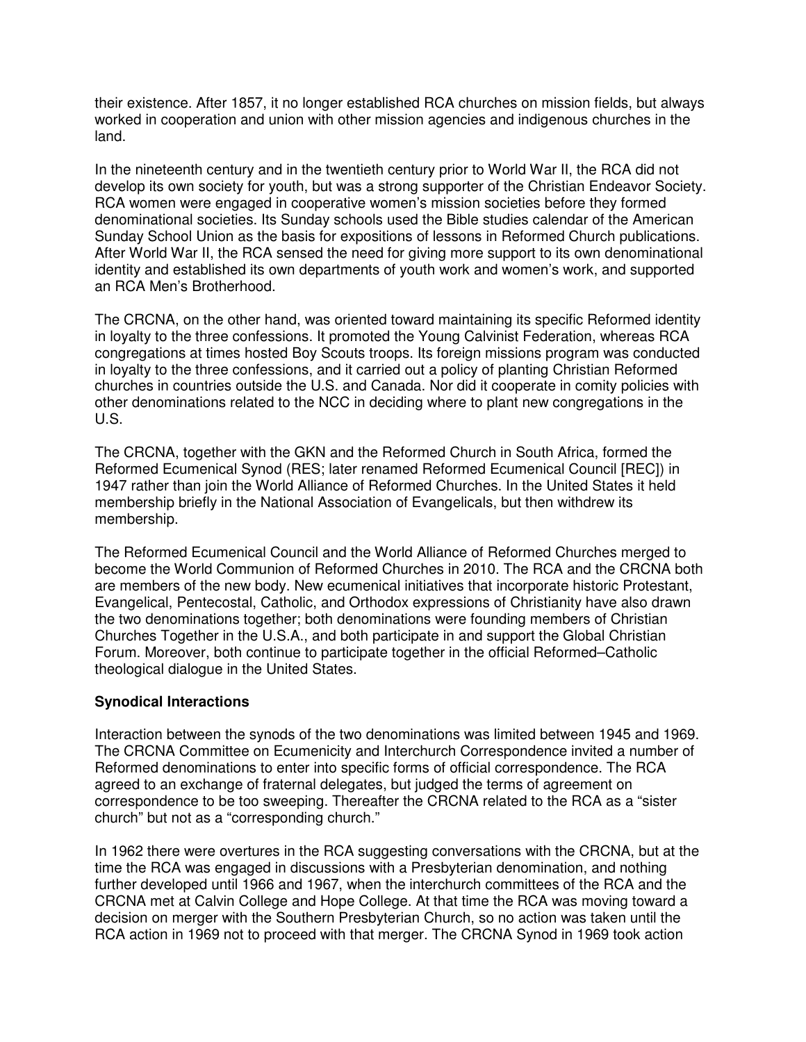their existence. After 1857, it no longer established RCA churches on mission fields, but always worked in cooperation and union with other mission agencies and indigenous churches in the land.

In the nineteenth century and in the twentieth century prior to World War II, the RCA did not develop its own society for youth, but was a strong supporter of the Christian Endeavor Society. RCA women were engaged in cooperative women's mission societies before they formed denominational societies. Its Sunday schools used the Bible studies calendar of the American Sunday School Union as the basis for expositions of lessons in Reformed Church publications. After World War II, the RCA sensed the need for giving more support to its own denominational identity and established its own departments of youth work and women's work, and supported an RCA Men's Brotherhood.

The CRCNA, on the other hand, was oriented toward maintaining its specific Reformed identity in loyalty to the three confessions. It promoted the Young Calvinist Federation, whereas RCA congregations at times hosted Boy Scouts troops. Its foreign missions program was conducted in loyalty to the three confessions, and it carried out a policy of planting Christian Reformed churches in countries outside the U.S. and Canada. Nor did it cooperate in comity policies with other denominations related to the NCC in deciding where to plant new congregations in the U.S.

The CRCNA, together with the GKN and the Reformed Church in South Africa, formed the Reformed Ecumenical Synod (RES; later renamed Reformed Ecumenical Council [REC]) in 1947 rather than join the World Alliance of Reformed Churches. In the United States it held membership briefly in the National Association of Evangelicals, but then withdrew its membership.

The Reformed Ecumenical Council and the World Alliance of Reformed Churches merged to become the World Communion of Reformed Churches in 2010. The RCA and the CRCNA both are members of the new body. New ecumenical initiatives that incorporate historic Protestant, Evangelical, Pentecostal, Catholic, and Orthodox expressions of Christianity have also drawn the two denominations together; both denominations were founding members of Christian Churches Together in the U.S.A., and both participate in and support the Global Christian Forum. Moreover, both continue to participate together in the official Reformed–Catholic theological dialogue in the United States.

**Synodical Interactions**

Interaction between the synods of the two denominations was limited between 1945 and 1969. The CRCNA Committee on Ecumenicity and Interchurch Correspondence invited a number of Reformed denominations to enter into specific forms of official correspondence. The RCA agreed to an exchange of fraternal delegates, but judged the terms of agreement on correspondence to be too sweeping. Thereafter the CRCNA related to the RCA as a "sister church" but not as a "corresponding church."

In 1962 there were overtures in the RCA suggesting conversations with the CRCNA, but at the time the RCA was engaged in discussions with a Presbyterian denomination, and nothing further developed until 1966 and 1967, when the interchurch committees of the RCA and the CRCNA met at Calvin College and Hope College. At that time the RCA was moving toward a decision on merger with the Southern Presbyterian Church, so no action was taken until the RCA action in 1969 not to proceed with that merger. The CRCNA Synod in 1969 took action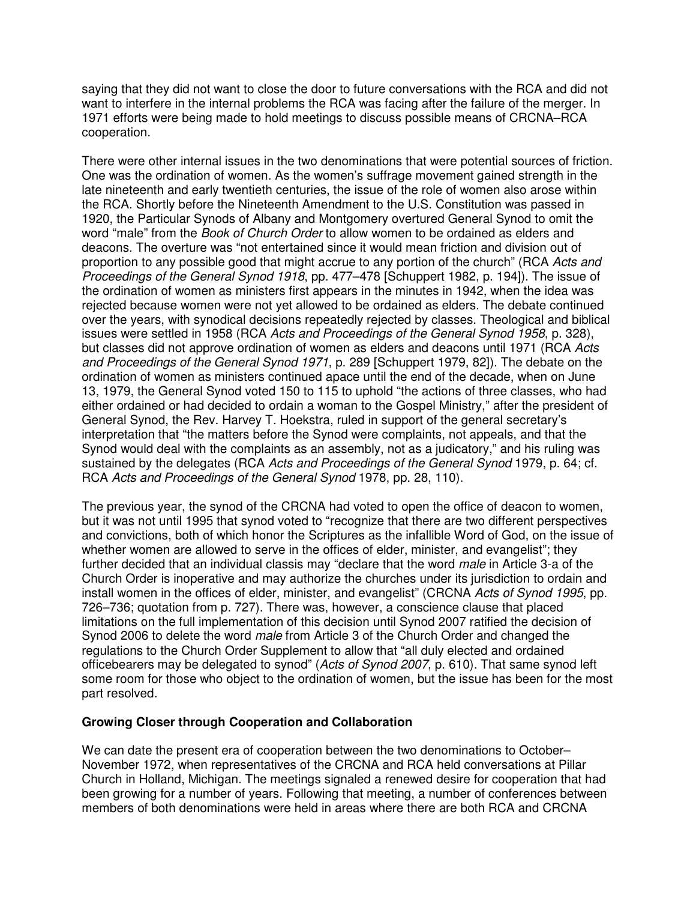saying that they did not want to close the door to future conversations with the RCA and did not want to interfere in the internal problems the RCA was facing after the failure of the merger. In 1971 efforts were being made to hold meetings to discuss possible means of CRCNA–RCA cooperation.

There were other internal issues in the two denominations that were potential sources of friction. One was the ordination of women. As the women's suffrage movement gained strength in the late nineteenth and early twentieth centuries, the issue of the role of women also arose within the RCA. Shortly before the Nineteenth Amendment to the U.S. Constitution was passed in 1920, the Particular Synods of Albany and Montgomery overtured General Synod to omit the word "male" from the *Book of Church Order* to allow women to be ordained as elders and deacons. The overture was "not entertained since it would mean friction and division out of proportion to any possible good that might accrue to any portion of the church" (RCA *Acts and Proceedings of the General Synod 1918*, pp. 477–478 [Schuppert 1982, p. 194]). The issue of the ordination of women as ministers first appears in the minutes in 1942, when the idea was rejected because women were not yet allowed to be ordained as elders. The debate continued over the years, with synodical decisions repeatedly rejected by classes. Theological and biblical issues were settled in 1958 (RCA *Acts and Proceedings of the General Synod 1958*, p. 328), but classes did not approve ordination of women as elders and deacons until 1971 (RCA *Acts and Proceedings of the General Synod 1971*, p. 289 [Schuppert 1979, 82]). The debate on the ordination of women as ministers continued apace until the end of the decade, when on June 13, 1979, the General Synod voted 150 to 115 to uphold "the actions of three classes, who had either ordained or had decided to ordain a woman to the Gospel Ministry," after the president of General Synod, the Rev. Harvey T. Hoekstra, ruled in support of the general secretary's interpretation that "the matters before the Synod were complaints, not appeals, and that the Synod would deal with the complaints as an assembly, not as a judicatory," and his ruling was sustained by the delegates (RCA *Acts and Proceedings of the General Synod* 1979, p. 64; cf. RCA *Acts and Proceedings of the General Synod* 1978, pp. 28, 110).

The previous year, the synod of the CRCNA had voted to open the office of deacon to women, but it was not until 1995 that synod voted to "recognize that there are two different perspectives and convictions, both of which honor the Scriptures as the infallible Word of God, on the issue of whether women are allowed to serve in the offices of elder, minister, and evangelist"; they further decided that an individual classis may "declare that the word *male* in Article 3-a of the Church Order is inoperative and may authorize the churches under its jurisdiction to ordain and install women in the offices of elder, minister, and evangelist" (CRCNA *Acts of Synod 1995*, pp. 726–736; quotation from p. 727). There was, however, a conscience clause that placed limitations on the full implementation of this decision until Synod 2007 ratified the decision of Synod 2006 to delete the word *male* from Article 3 of the Church Order and changed the regulations to the Church Order Supplement to allow that "all duly elected and ordained officebearers may be delegated to synod" (*Acts of Synod 2007*, p. 610). That same synod left some room for those who object to the ordination of women, but the issue has been for the most part resolved.

**Growing Closer through Cooperation and Collaboration**

We can date the present era of cooperation between the two denominations to October–November 1972, when representatives of the CRCNA and RCA held conversations at Pillar Church in Holland, Michigan. The meetings signaled a renewed desire for cooperation that had been growing for a number of years. Following that meeting, a number of conferences between members of both denominations were held in areas where there are both RCA and CRCNA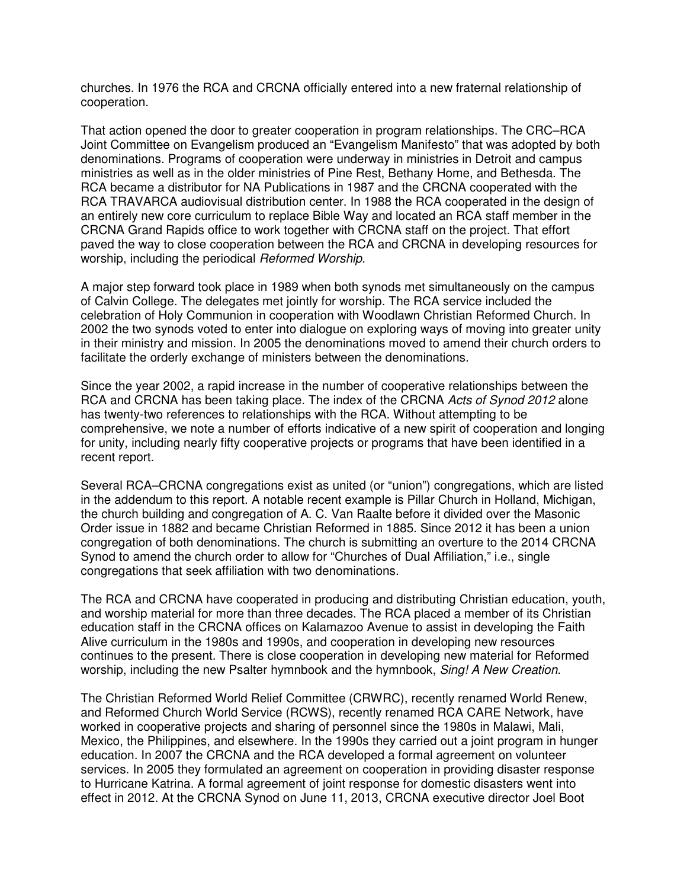churches. In 1976 the RCA and CRCNA officially entered into a new fraternal relationship of cooperation.

That action opened the door to greater cooperation in program relationships. The CRC–RCA Joint Committee on Evangelism produced an "Evangelism Manifesto" that was adopted by both denominations. Programs of cooperation were underway in ministries in Detroit and campus ministries as well as in the older ministries of Pine Rest, Bethany Home, and Bethesda. The RCA became a distributor for NA Publications in 1987 and the CRCNA cooperated with the RCA TRAVARCA audiovisual distribution center. In 1988 the RCA cooperated in the design of an entirely new core curriculum to replace Bible Way and located an RCA staff member in the CRCNA Grand Rapids office to work together with CRCNA staff on the project. That effort paved the way to close cooperation between the RCA and CRCNA in developing resources for worship, including the periodical *Reformed Worship*.

A major step forward took place in 1989 when both synods met simultaneously on the campus of Calvin College. The delegates met jointly for worship. The RCA service included the celebration of Holy Communion in cooperation with Woodlawn Christian Reformed Church. In 2002 the two synods voted to enter into dialogue on exploring ways of moving into greater unity in their ministry and mission. In 2005 the denominations moved to amend their church orders to facilitate the orderly exchange of ministers between the denominations.

Since the year 2002, a rapid increase in the number of cooperative relationships between the RCA and CRCNA has been taking place. The index of the CRCNA *Acts of Synod 2012* alone has twenty-two references to relationships with the RCA. Without attempting to be comprehensive, we note a number of efforts indicative of a new spirit of cooperation and longing for unity, including nearly fifty cooperative projects or programs that have been identified in a recent report.

Several RCA–CRCNA congregations exist as united (or "union") congregations, which are listed in the addendum to this report. A notable recent example is Pillar Church in Holland, Michigan, the church building and congregation of A. C. Van Raalte before it divided over the Masonic Order issue in 1882 and became Christian Reformed in 1885. Since 2012 it has been a union congregation of both denominations. The church is submitting an overture to the 2014 CRCNA Synod to amend the church order to allow for "Churches of Dual Affiliation," i.e., single congregations that seek affiliation with two denominations.

The RCA and CRCNA have cooperated in producing and distributing Christian education, youth, and worship material for more than three decades. The RCA placed a member of its Christian education staff in the CRCNA offices on Kalamazoo Avenue to assist in developing the Faith Alive curriculum in the 1980s and 1990s, and cooperation in developing new resources continues to the present. There is close cooperation in developing new material for Reformed worship, including the new Psalter hymnbook and the hymnbook, *Sing! A New Creation*.

The Christian Reformed World Relief Committee (CRWRC), recently renamed World Renew, and Reformed Church World Service (RCWS), recently renamed RCA CARE Network, have worked in cooperative projects and sharing of personnel since the 1980s in Malawi, Mali, Mexico, the Philippines, and elsewhere. In the 1990s they carried out a joint program in hunger education. In 2007 the CRCNA and the RCA developed a formal agreement on volunteer services. In 2005 they formulated an agreement on cooperation in providing disaster response to Hurricane Katrina. A formal agreement of joint response for domestic disasters went into effect in 2012. At the CRCNA Synod on June 11, 2013, CRCNA executive director Joel Boot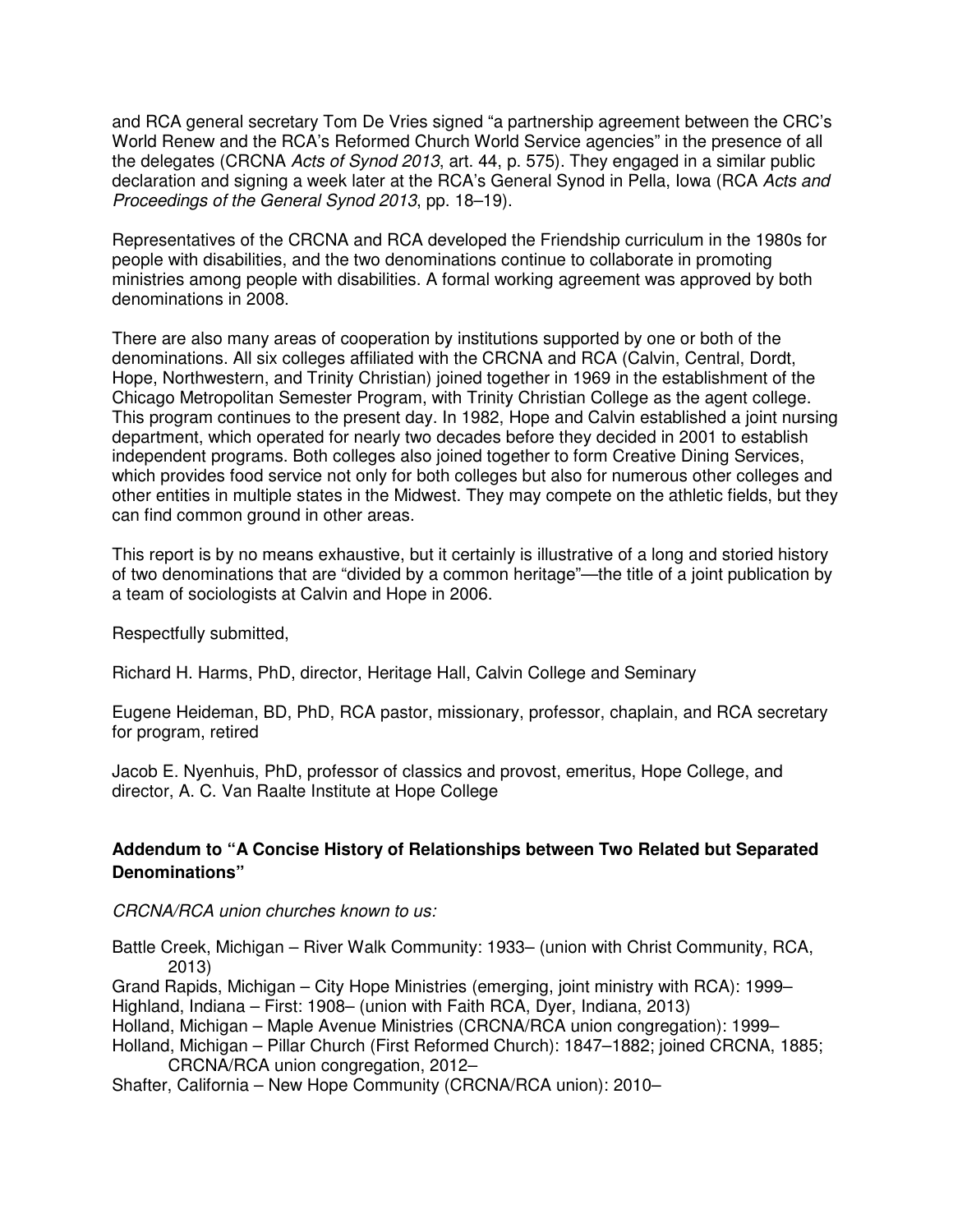and RCA general secretary Tom De Vries signed "a partnership agreement between the CRC's World Renew and the RCA's Reformed Church World Service agencies" in the presence of all the delegates (CRCNA *Acts of Synod 2013*, art. 44, p. 575). They engaged in a similar public declaration and signing a week later at the RCA's General Synod in Pella, Iowa (RCA *Acts and Proceedings of the General Synod 2013*, pp. 18–19).

Representatives of the CRCNA and RCA developed the Friendship curriculum in the 1980s for people with disabilities, and the two denominations continue to collaborate in promoting ministries among people with disabilities. A formal working agreement was approved by both denominations in 2008.

There are also many areas of cooperation by institutions supported by one or both of the denominations. All six colleges affiliated with the CRCNA and RCA (Calvin, Central, Dordt, Hope, Northwestern, and Trinity Christian) joined together in 1969 in the establishment of the Chicago Metropolitan Semester Program, with Trinity Christian College as the agent college. This program continues to the present day. In 1982, Hope and Calvin established a joint nursing department, which operated for nearly two decades before they decided in 2001 to establish independent programs. Both colleges also joined together to form Creative Dining Services, which provides food service not only for both colleges but also for numerous other colleges and other entities in multiple states in the Midwest. They may compete on the athletic fields, but they can find common ground in other areas.

This report is by no means exhaustive, but it certainly is illustrative of a long and storied history of two denominations that are "divided by a common heritage"—the title of a joint publication by a team of sociologists at Calvin and Hope in 2006.

Respectfully submitted,

Richard H. Harms, PhD, director, Heritage Hall, Calvin College and Seminary

Eugene Heideman, BD, PhD, RCA pastor, missionary, professor, chaplain, and RCA secretary for program, retired

Jacob E. Nyenhuis, PhD, professor of classics and provost, emeritus, Hope College, and director, A. C. Van Raalte Institute at Hope College

### Addendum to "A Concise History of Relationships between Two Related but Separated Denominations"

*CRCNA/RCA union churches known to us:*

Battle Creek, Michigan – River Walk Community: 1933– (union with Christ Community, RCA, 2013)
Grand Rapids, Michigan – City Hope Ministries (emerging, joint ministry with RCA): 1999–
Highland, Indiana – First: 1908– (union with Faith RCA, Dyer, Indiana, 2013)
Holland, Michigan – Maple Avenue Ministries (CRCNA/RCA union congregation): 1999–
Holland, Michigan – Pillar Church (First Reformed Church): 1847–1882; joined CRCNA, 1885; CRCNA/RCA union congregation, 2012–
Shafter, California – New Hope Community (CRCNA/RCA union): 2010–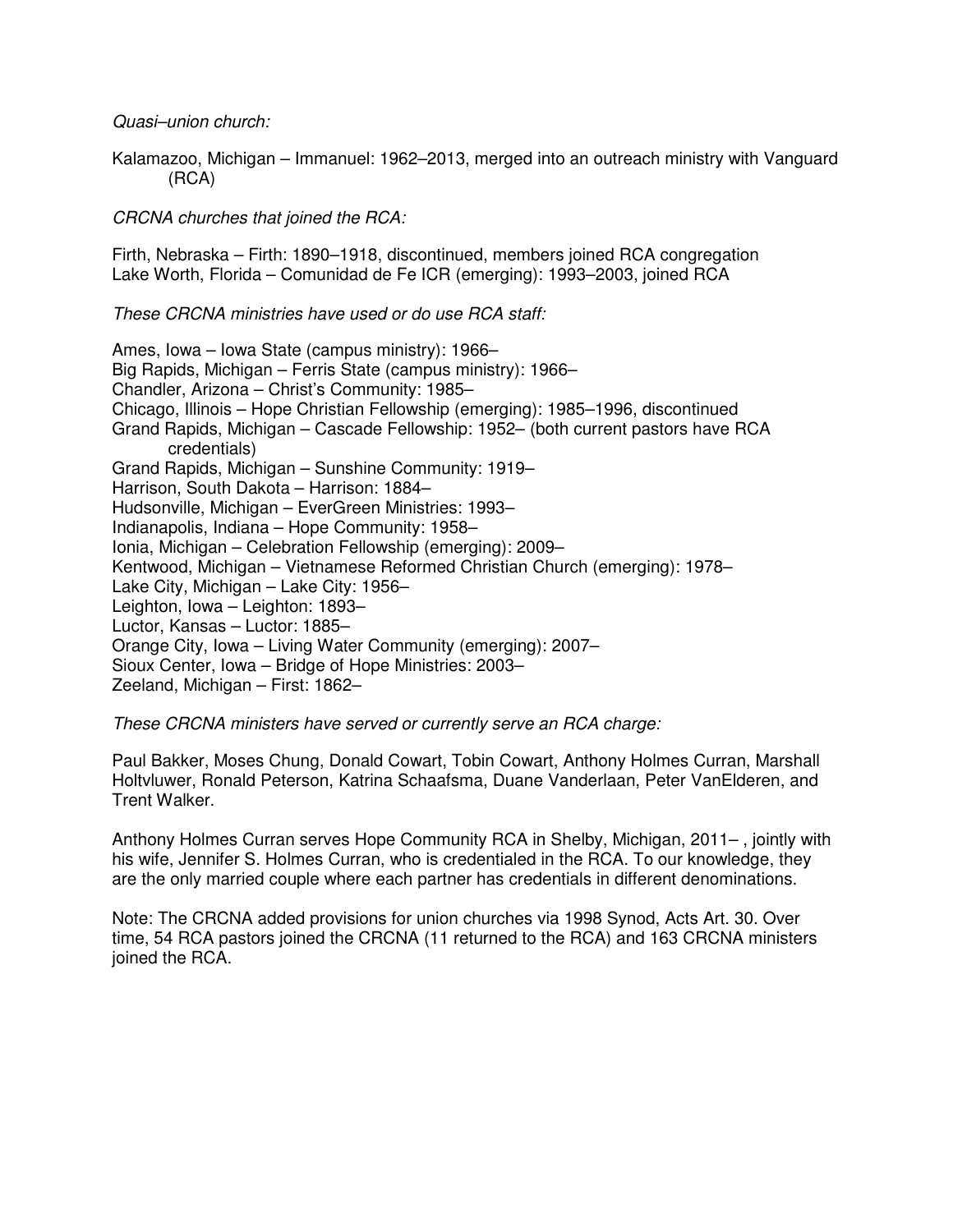*Quasi–union church:*

Kalamazoo, Michigan – Immanuel: 1962–2013, merged into an outreach ministry with Vanguard (RCA)

*CRCNA churches that joined the RCA:*

Firth, Nebraska – Firth: 1890–1918, discontinued, members joined RCA congregation
Lake Worth, Florida – Comunidad de Fe ICR (emerging): 1993–2003, joined RCA

*These CRCNA ministries have used or do use RCA staff:*

Ames, Iowa – Iowa State (campus ministry): 1966–
Big Rapids, Michigan – Ferris State (campus ministry): 1966–
Chandler, Arizona – Christ's Community: 1985–
Chicago, Illinois – Hope Christian Fellowship (emerging): 1985–1996, discontinued
Grand Rapids, Michigan – Cascade Fellowship: 1952– (both current pastors have RCA credentials)
Grand Rapids, Michigan – Sunshine Community: 1919–
Harrison, South Dakota – Harrison: 1884–
Hudsonville, Michigan – EverGreen Ministries: 1993–
Indianapolis, Indiana – Hope Community: 1958–
Ionia, Michigan – Celebration Fellowship (emerging): 2009–
Kentwood, Michigan – Vietnamese Reformed Christian Church (emerging): 1978–
Lake City, Michigan – Lake City: 1956–
Leighton, Iowa – Leighton: 1893–
Luctor, Kansas – Luctor: 1885–
Orange City, Iowa – Living Water Community (emerging): 2007–
Sioux Center, Iowa – Bridge of Hope Ministries: 2003–
Zeeland, Michigan – First: 1862–

*These CRCNA ministers have served or currently serve an RCA charge:*

Paul Bakker, Moses Chung, Donald Cowart, Tobin Cowart, Anthony Holmes Curran, Marshall Holtvluwer, Ronald Peterson, Katrina Schaafsma, Duane Vanderlaan, Peter VanElderen, and Trent Walker.

Anthony Holmes Curran serves Hope Community RCA in Shelby, Michigan, 2011– , jointly with his wife, Jennifer S. Holmes Curran, who is credentialed in the RCA. To our knowledge, they are the only married couple where each partner has credentials in different denominations.

Note: The CRCNA added provisions for union churches via 1998 Synod, Acts Art. 30. Over time, 54 RCA pastors joined the CRCNA (11 returned to the RCA) and 163 CRCNA ministers joined the RCA.